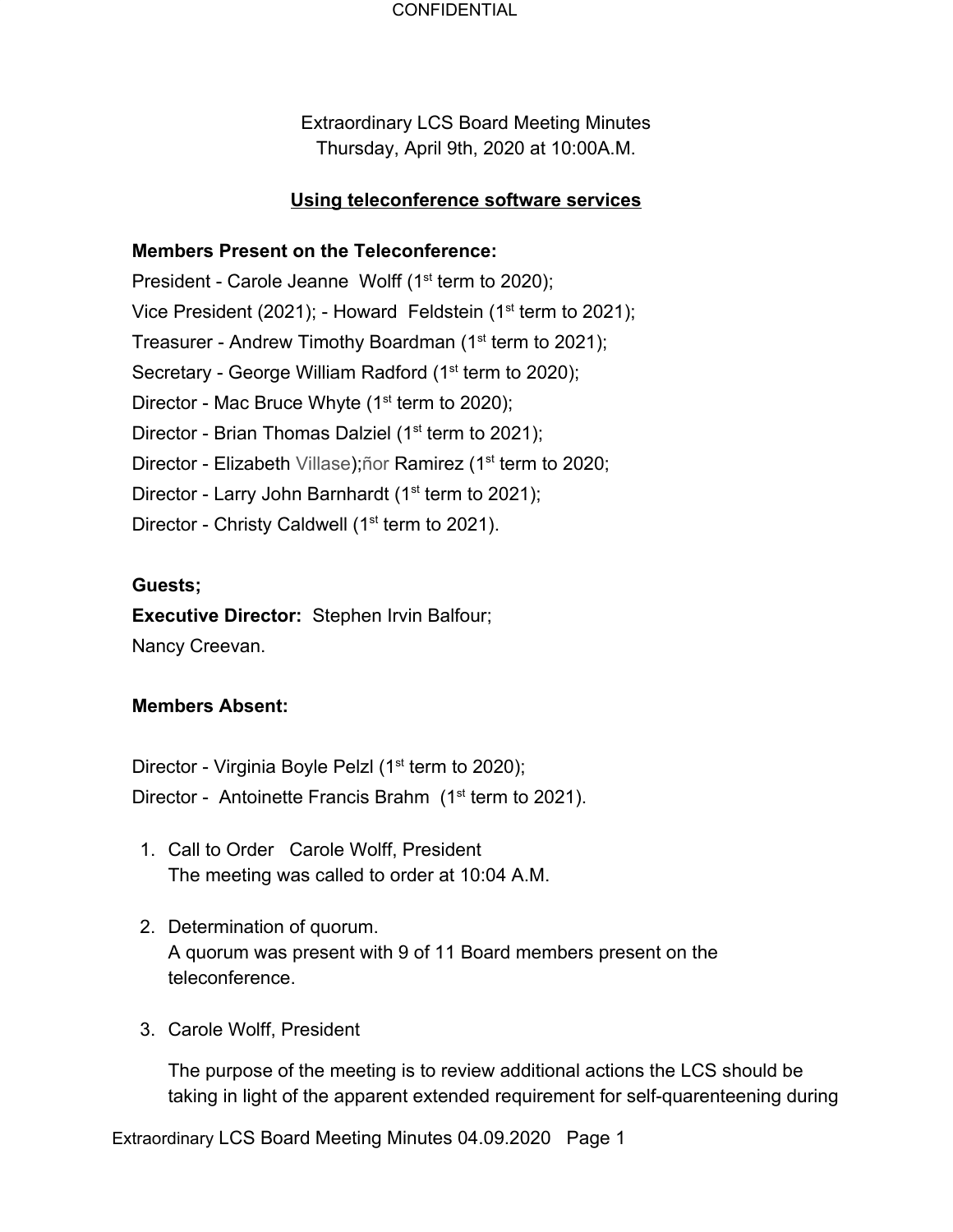CONFIDENTIAL

Extraordinary LCS Board Meeting Minutes
Thursday, April 9th, 2020 at 10:00A.M.

**Using teleconference software services**

**Members Present on the Teleconference:**

President - Carole Jeanne Wolff (1st term to 2020);
Vice President (2021); - Howard Feldstein (1st term to 2021);
Treasurer - Andrew Timothy Boardman (1st term to 2021);
Secretary - George William Radford (1st term to 2020);
Director - Mac Bruce Whyte (1st term to 2020);
Director - Brian Thomas Dalziel (1st term to 2021);
Director - Elizabeth Villase);ñor Ramirez (1st term to 2020;
Director - Larry John Barnhardt (1st term to 2021);
Director - Christy Caldwell (1st term to 2021).

**Guests;**
**Executive Director:** Stephen Irvin Balfour;
Nancy Creevan.

**Members Absent:**

Director - Virginia Boyle Pelzl (1st term to 2020);
Director - Antoinette Francis Brahm (1st term to 2021).

1. Call to Order Carole Wolff, President
   The meeting was called to order at 10:04 A.M.

2. Determination of quorum.
   A quorum was present with 9 of 11 Board members present on the teleconference.

3. Carole Wolff, President

   The purpose of the meeting is to review additional actions the LCS should be taking in light of the apparent extended requirement for self-quarenteening during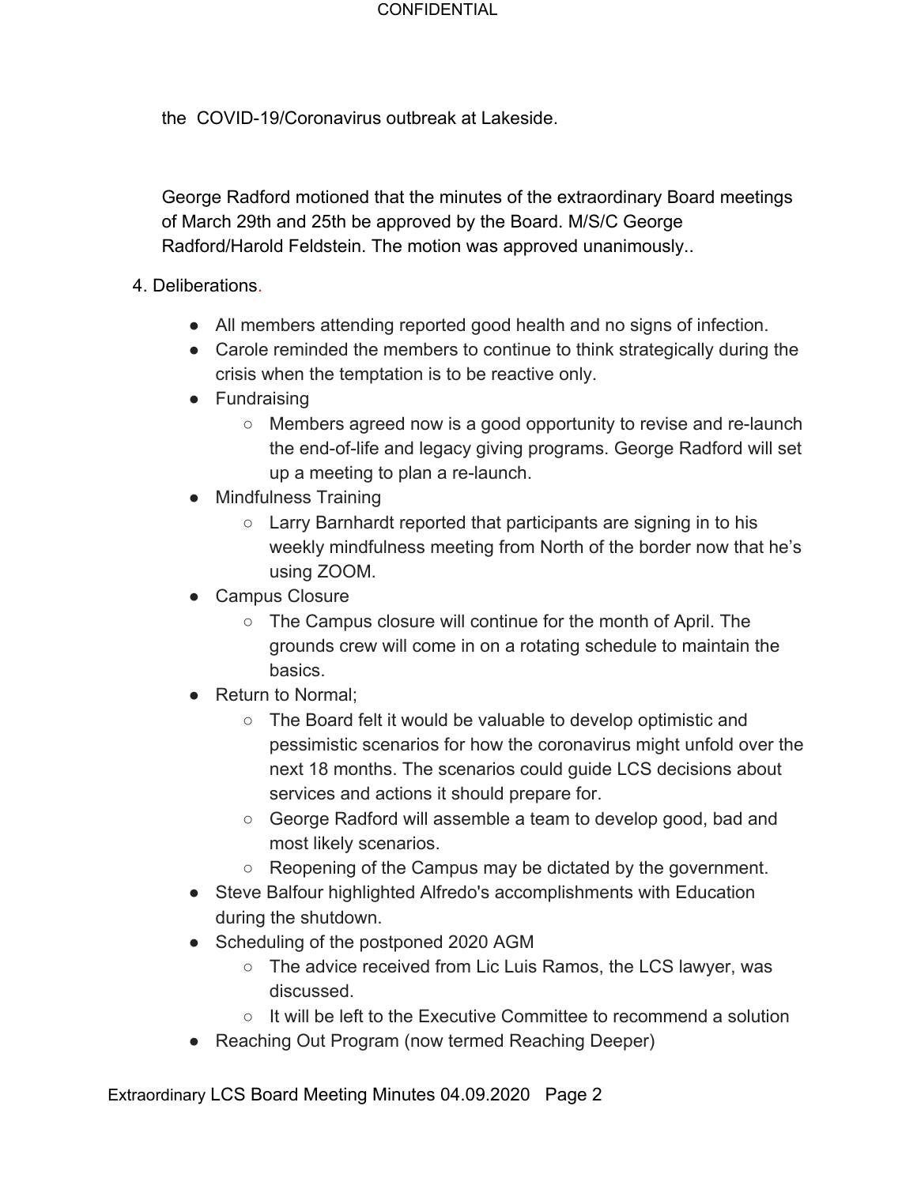the COVID-19/Coronavirus outbreak at Lakeside.

George Radford motioned that the minutes of the extraordinary Board meetings of March 29th and 25th be approved by the Board. M/S/C George Radford/Harold Feldstein. The motion was approved unanimously..

4. Deliberations.

- All members attending reported good health and no signs of infection.
- Carole reminded the members to continue to think strategically during the crisis when the temptation is to be reactive only.
- Fundraising
  - Members agreed now is a good opportunity to revise and re-launch the end-of-life and legacy giving programs. George Radford will set up a meeting to plan a re-launch.
- Mindfulness Training
  - Larry Barnhardt reported that participants are signing in to his weekly mindfulness meeting from North of the border now that he's using ZOOM.
- Campus Closure
  - The Campus closure will continue for the month of April. The grounds crew will come in on a rotating schedule to maintain the basics.
- Return to Normal;
  - The Board felt it would be valuable to develop optimistic and pessimistic scenarios for how the coronavirus might unfold over the next 18 months. The scenarios could guide LCS decisions about services and actions it should prepare for.
  - George Radford will assemble a team to develop good, bad and most likely scenarios.
  - Reopening of the Campus may be dictated by the government.
- Steve Balfour highlighted Alfredo's accomplishments with Education during the shutdown.
- Scheduling of the postponed 2020 AGM
  - The advice received from Lic Luis Ramos, the LCS lawyer, was discussed.
  - It will be left to the Executive Committee to recommend a solution
- Reaching Out Program (now termed Reaching Deeper)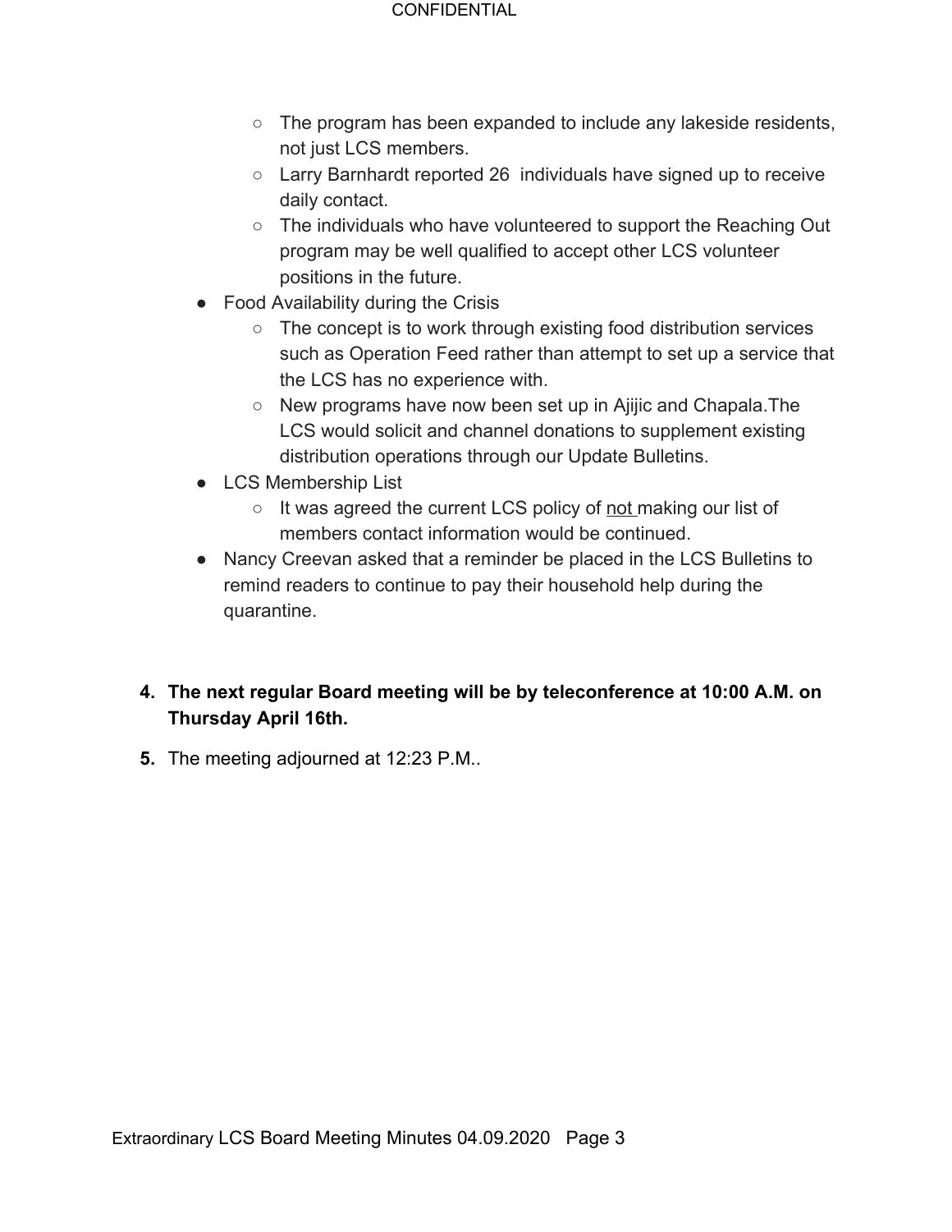- The program has been expanded to include any lakeside residents, not just LCS members.
    - Larry Barnhardt reported 26 individuals have signed up to receive daily contact.
    - The individuals who have volunteered to support the Reaching Out program may be well qualified to accept other LCS volunteer positions in the future.
- Food Availability during the Crisis
    - The concept is to work through existing food distribution services such as Operation Feed rather than attempt to set up a service that the LCS has no experience with.
    - New programs have now been set up in Ajijic and Chapala.The LCS would solicit and channel donations to supplement existing distribution operations through our Update Bulletins.
- LCS Membership List
    - It was agreed the current LCS policy of <u>not</u> making our list of members contact information would be continued.
- Nancy Creevan asked that a reminder be placed in the LCS Bulletins to remind readers to continue to pay their household help during the quarantine.

4. **The next regular Board meeting will be by teleconference at 10:00 A.M. on Thursday April 16th.**
5. The meeting adjourned at 12:23 P.M..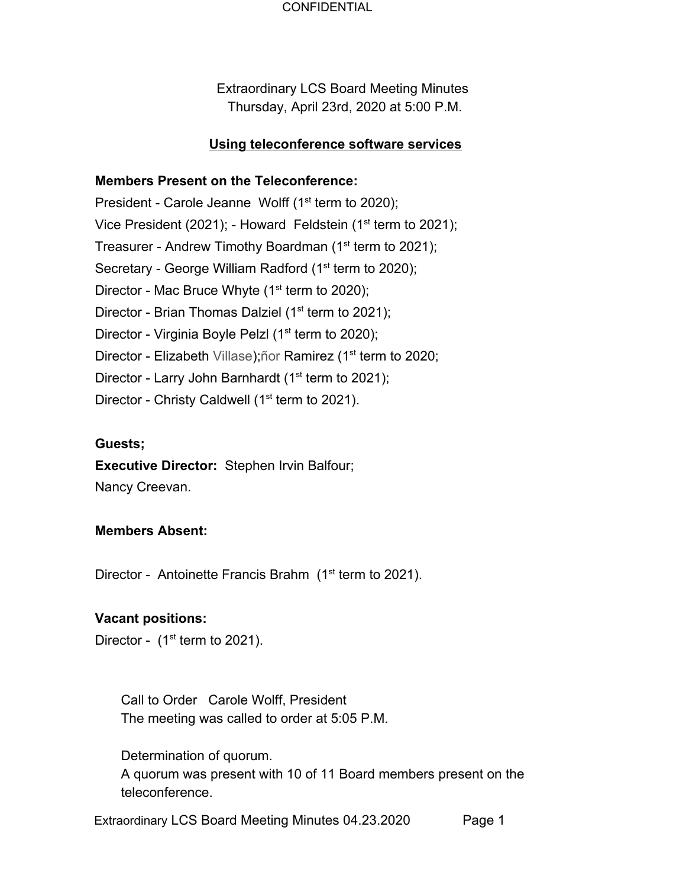CONFIDENTIAL

Extraordinary LCS Board Meeting Minutes
Thursday, April 23rd, 2020 at 5:00 P.M.

**Using teleconference software services**

**Members Present on the Teleconference:**

President - Carole Jeanne Wolff (1st term to 2020);
Vice President (2021); - Howard Feldstein (1st term to 2021);
Treasurer - Andrew Timothy Boardman (1st term to 2021);
Secretary - George William Radford (1st term to 2020);
Director - Mac Bruce Whyte (1st term to 2020);
Director - Brian Thomas Dalziel (1st term to 2021);
Director - Virginia Boyle Pelzl (1st term to 2020);
Director - Elizabeth Villase);ñor Ramirez (1st term to 2020;
Director - Larry John Barnhardt (1st term to 2021);
Director - Christy Caldwell (1st term to 2021).

**Guests;**
**Executive Director:** Stephen Irvin Balfour;
Nancy Creevan.

**Members Absent:**

Director - Antoinette Francis Brahm (1st term to 2021).

**Vacant positions:**
Director - (1st term to 2021).

Call to Order Carole Wolff, President
The meeting was called to order at 5:05 P.M.

Determination of quorum.
A quorum was present with 10 of 11 Board members present on the teleconference.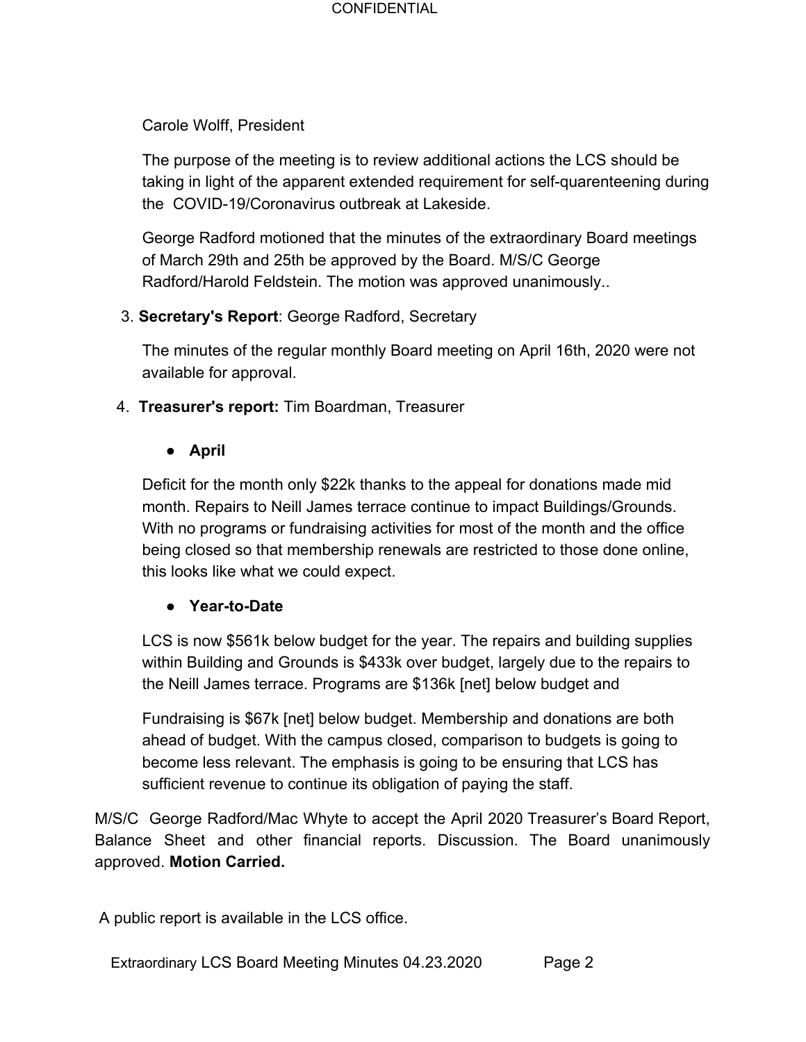Carole Wolff, President

The purpose of the meeting is to review additional actions the LCS should be taking in light of the apparent extended requirement for self-quarenteening during the COVID-19/Coronavirus outbreak at Lakeside.

George Radford motioned that the minutes of the extraordinary Board meetings of March 29th and 25th be approved by the Board. M/S/C George Radford/Harold Feldstein. The motion was approved unanimously..

3. **Secretary's Report**: George Radford, Secretary

   The minutes of the regular monthly Board meeting on April 16th, 2020 were not available for approval.

4. **Treasurer's report:** Tim Boardman, Treasurer

   - **April**

   Deficit for the month only $22k thanks to the appeal for donations made mid month. Repairs to Neill James terrace continue to impact Buildings/Grounds. With no programs or fundraising activities for most of the month and the office being closed so that membership renewals are restricted to those done online, this looks like what we could expect.

   - **Year-to-Date**

   LCS is now $561k below budget for the year. The repairs and building supplies within Building and Grounds is $433k over budget, largely due to the repairs to the Neill James terrace. Programs are $136k [net] below budget and

   Fundraising is $67k [net] below budget. Membership and donations are both ahead of budget. With the campus closed, comparison to budgets is going to become less relevant. The emphasis is going to be ensuring that LCS has sufficient revenue to continue its obligation of paying the staff.

M/S/C George Radford/Mac Whyte to accept the April 2020 Treasurer's Board Report, Balance Sheet and other financial reports. Discussion. The Board unanimously approved. **Motion Carried.**

A public report is available in the LCS office.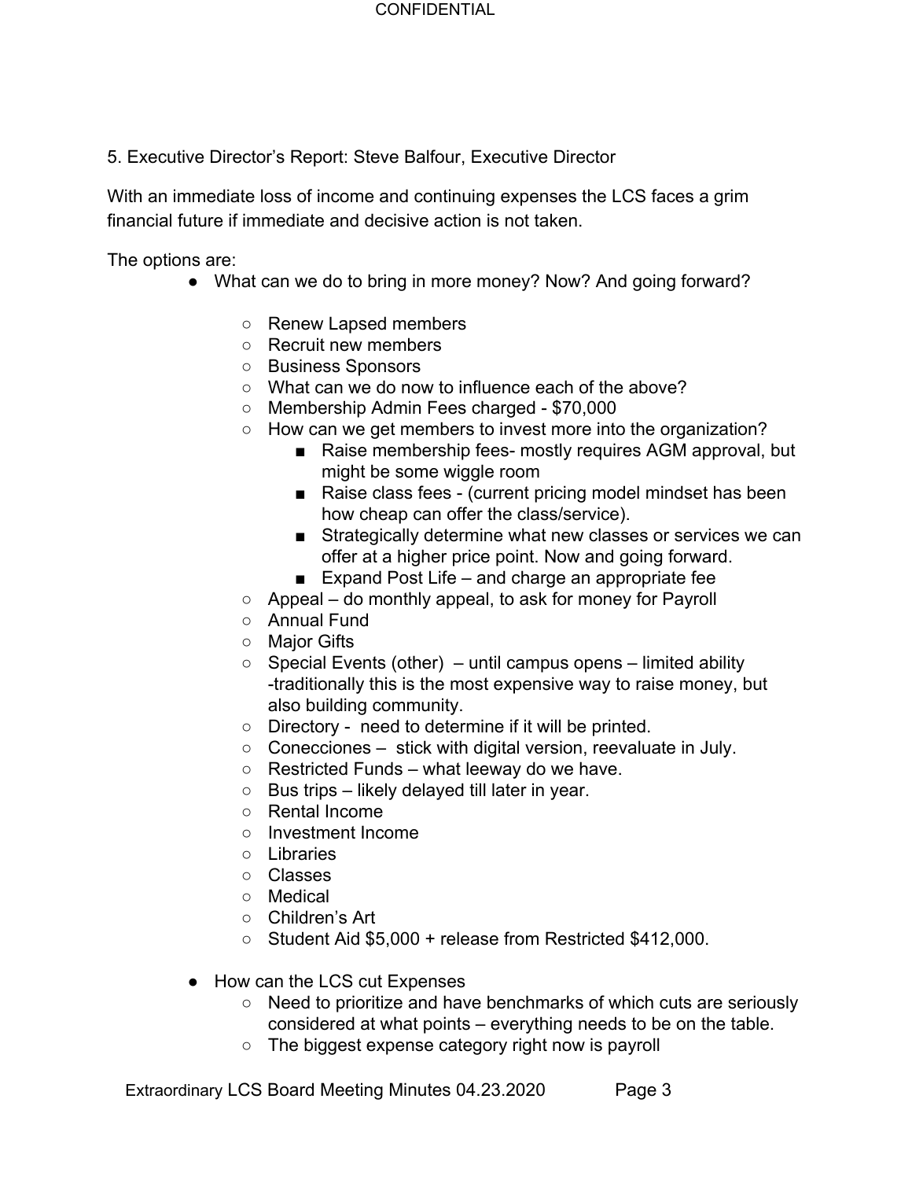5. Executive Director's Report: Steve Balfour, Executive Director

With an immediate loss of income and continuing expenses the LCS faces a grim financial future if immediate and decisive action is not taken.

The options are:

- What can we do to bring in more money? Now? And going forward?
  - Renew Lapsed members
  - Recruit new members
  - Business Sponsors
  - What can we do now to influence each of the above?
  - Membership Admin Fees charged - $70,000
  - How can we get members to invest more into the organization?
    - Raise membership fees- mostly requires AGM approval, but might be some wiggle room
    - Raise class fees - (current pricing model mindset has been how cheap can offer the class/service).
    - Strategically determine what new classes or services we can offer at a higher price point. Now and going forward.
    - Expand Post Life – and charge an appropriate fee
  - Appeal – do monthly appeal, to ask for money for Payroll
  - Annual Fund
  - Major Gifts
  - Special Events (other) – until campus opens – limited ability -traditionally this is the most expensive way to raise money, but also building community.
  - Directory - need to determine if it will be printed.
  - Conecciones – stick with digital version, reevaluate in July.
  - Restricted Funds – what leeway do we have.
  - Bus trips – likely delayed till later in year.
  - Rental Income
  - Investment Income
  - Libraries
  - Classes
  - Medical
  - Children's Art
  - Student Aid $5,000 + release from Restricted $412,000.

- How can the LCS cut Expenses
  - Need to prioritize and have benchmarks of which cuts are seriously considered at what points – everything needs to be on the table.
  - The biggest expense category right now is payroll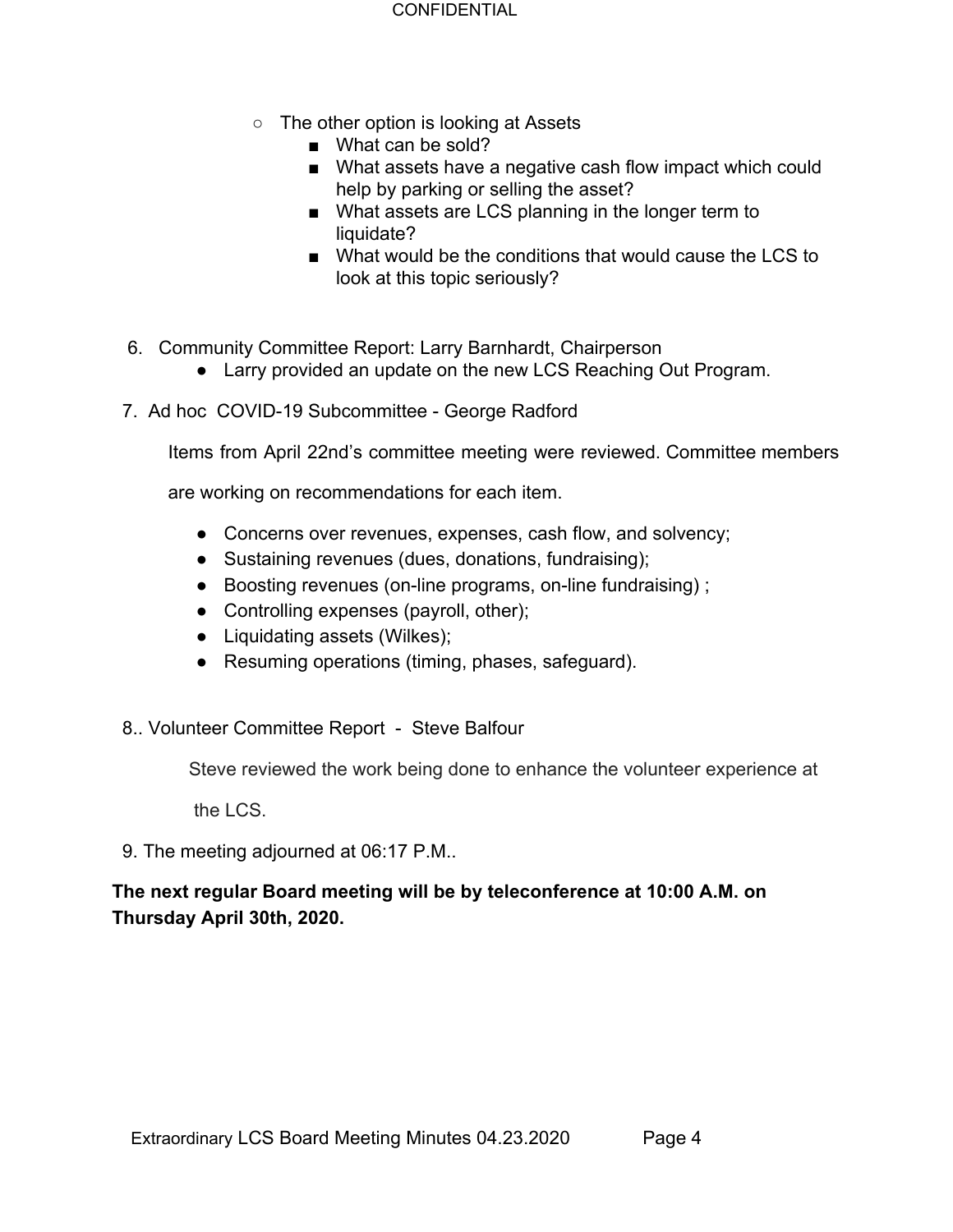- The other option is looking at Assets
  - What can be sold?
  - What assets have a negative cash flow impact which could help by parking or selling the asset?
  - What assets are LCS planning in the longer term to liquidate?
  - What would be the conditions that would cause the LCS to look at this topic seriously?

6. Community Committee Report: Larry Barnhardt, Chairperson
   - Larry provided an update on the new LCS Reaching Out Program.

7. Ad hoc COVID-19 Subcommittee - George Radford

   Items from April 22nd's committee meeting were reviewed. Committee members are working on recommendations for each item.

   - Concerns over revenues, expenses, cash flow, and solvency;
   - Sustaining revenues (dues, donations, fundraising);
   - Boosting revenues (on-line programs, on-line fundraising) ;
   - Controlling expenses (payroll, other);
   - Liquidating assets (Wilkes);
   - Resuming operations (timing, phases, safeguard).

8.. Volunteer Committee Report - Steve Balfour

   Steve reviewed the work being done to enhance the volunteer experience at the LCS.

9. The meeting adjourned at 06:17 P.M..

**The next regular Board meeting will be by teleconference at 10:00 A.M. on Thursday April 30th, 2020.**